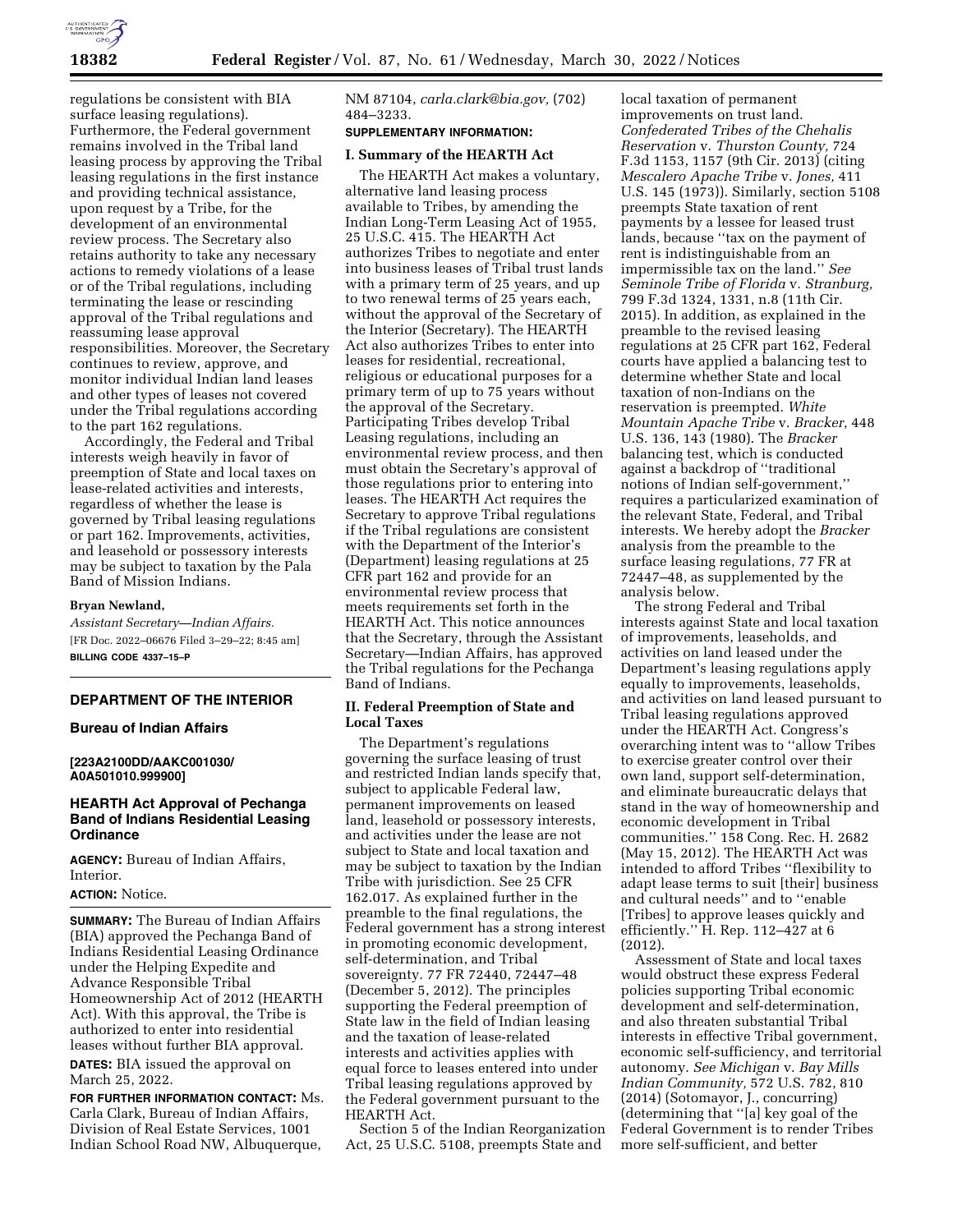regulations be consistent with BIA surface leasing regulations). Furthermore, the Federal government remains involved in the Tribal land leasing process by approving the Tribal leasing regulations in the first instance and providing technical assistance, upon request by a Tribe, for the development of an environmental review process. The Secretary also retains authority to take any necessary actions to remedy violations of a lease or of the Tribal regulations, including terminating the lease or rescinding approval of the Tribal regulations and reassuming lease approval responsibilities. Moreover, the Secretary continues to review, approve, and monitor individual Indian land leases and other types of leases not covered under the Tribal regulations according to the part 162 regulations.

Accordingly, the Federal and Tribal interests weigh heavily in favor of preemption of State and local taxes on lease-related activities and interests, regardless of whether the lease is governed by Tribal leasing regulations or part 162. Improvements, activities, and leasehold or possessory interests may be subject to taxation by the Pala Band of Mission Indians.

**Bryan Newland,**

*Assistant Secretary—Indian Affairs.*

[FR Doc. 2022–06676 Filed 3–29–22; 8:45 am]

**BILLING CODE 4337–15–P**

---

## DEPARTMENT OF THE INTERIOR

### Bureau of Indian Affairs

**[223A2100DD/AAKC001030/ A0A501010.999900]**

### HEARTH Act Approval of Pechanga Band of Indians Residential Leasing Ordinance

**AGENCY:** Bureau of Indian Affairs, Interior.

**ACTION:** Notice.

**SUMMARY:** The Bureau of Indian Affairs (BIA) approved the Pechanga Band of Indians Residential Leasing Ordinance under the Helping Expedite and Advance Responsible Tribal Homeownership Act of 2012 (HEARTH Act). With this approval, the Tribe is authorized to enter into residential leases without further BIA approval.

**DATES:** BIA issued the approval on March 25, 2022.

**FOR FURTHER INFORMATION CONTACT:** Ms. Carla Clark, Bureau of Indian Affairs, Division of Real Estate Services, 1001 Indian School Road NW, Albuquerque, NM 87104, *carla.clark@bia.gov,* (702) 484–3233.

**SUPPLEMENTARY INFORMATION:**

#### I. Summary of the HEARTH Act

The HEARTH Act makes a voluntary, alternative land leasing process available to Tribes, by amending the Indian Long-Term Leasing Act of 1955, 25 U.S.C. 415. The HEARTH Act authorizes Tribes to negotiate and enter into business leases of Tribal trust lands with a primary term of 25 years, and up to two renewal terms of 25 years each, without the approval of the Secretary of the Interior (Secretary). The HEARTH Act also authorizes Tribes to enter into leases for residential, recreational, religious or educational purposes for a primary term of up to 75 years without the approval of the Secretary. Participating Tribes develop Tribal Leasing regulations, including an environmental review process, and then must obtain the Secretary's approval of those regulations prior to entering into leases. The HEARTH Act requires the Secretary to approve Tribal regulations if the Tribal regulations are consistent with the Department of the Interior's (Department) leasing regulations at 25 CFR part 162 and provide for an environmental review process that meets requirements set forth in the HEARTH Act. This notice announces that the Secretary, through the Assistant Secretary—Indian Affairs, has approved the Tribal regulations for the Pechanga Band of Indians.

#### II. Federal Preemption of State and Local Taxes

The Department's regulations governing the surface leasing of trust and restricted Indian lands specify that, subject to applicable Federal law, permanent improvements on leased land, leasehold or possessory interests, and activities under the lease are not subject to State and local taxation and may be subject to taxation by the Indian Tribe with jurisdiction. See 25 CFR 162.017. As explained further in the preamble to the final regulations, the Federal government has a strong interest in promoting economic development, self-determination, and Tribal sovereignty. 77 FR 72440, 72447–48 (December 5, 2012). The principles supporting the Federal preemption of State law in the field of Indian leasing and the taxation of lease-related interests and activities applies with equal force to leases entered into under Tribal leasing regulations approved by the Federal government pursuant to the HEARTH Act.

Section 5 of the Indian Reorganization Act, 25 U.S.C. 5108, preempts State and local taxation of permanent improvements on trust land. *Confederated Tribes of the Chehalis Reservation* v. *Thurston County,* 724 F.3d 1153, 1157 (9th Cir. 2013) (citing *Mescalero Apache Tribe* v. *Jones,* 411 U.S. 145 (1973)). Similarly, section 5108 preempts State taxation of rent payments by a lessee for leased trust lands, because ''tax on the payment of rent is indistinguishable from an impermissible tax on the land.'' *See Seminole Tribe of Florida* v. *Stranburg,* 799 F.3d 1324, 1331, n.8 (11th Cir. 2015). In addition, as explained in the preamble to the revised leasing regulations at 25 CFR part 162, Federal courts have applied a balancing test to determine whether State and local taxation of non-Indians on the reservation is preempted. *White Mountain Apache Tribe* v. *Bracker,* 448 U.S. 136, 143 (1980). The *Bracker* balancing test, which is conducted against a backdrop of ''traditional notions of Indian self-government,'' requires a particularized examination of the relevant State, Federal, and Tribal interests. We hereby adopt the *Bracker* analysis from the preamble to the surface leasing regulations, 77 FR at 72447–48, as supplemented by the analysis below.

The strong Federal and Tribal interests against State and local taxation of improvements, leaseholds, and activities on land leased under the Department's leasing regulations apply equally to improvements, leaseholds, and activities on land leased pursuant to Tribal leasing regulations approved under the HEARTH Act. Congress's overarching intent was to ''allow Tribes to exercise greater control over their own land, support self-determination, and eliminate bureaucratic delays that stand in the way of homeownership and economic development in Tribal communities.'' 158 Cong. Rec. H. 2682 (May 15, 2012). The HEARTH Act was intended to afford Tribes ''flexibility to adapt lease terms to suit [their] business and cultural needs'' and to ''enable [Tribes] to approve leases quickly and efficiently.'' H. Rep. 112–427 at 6 (2012).

Assessment of State and local taxes would obstruct these express Federal policies supporting Tribal economic development and self-determination, and also threaten substantial Tribal interests in effective Tribal government, economic self-sufficiency, and territorial autonomy. *See Michigan* v. *Bay Mills Indian Community,* 572 U.S. 782, 810 (2014) (Sotomayor, J., concurring) (determining that ''[a] key goal of the Federal Government is to render Tribes more self-sufficient, and better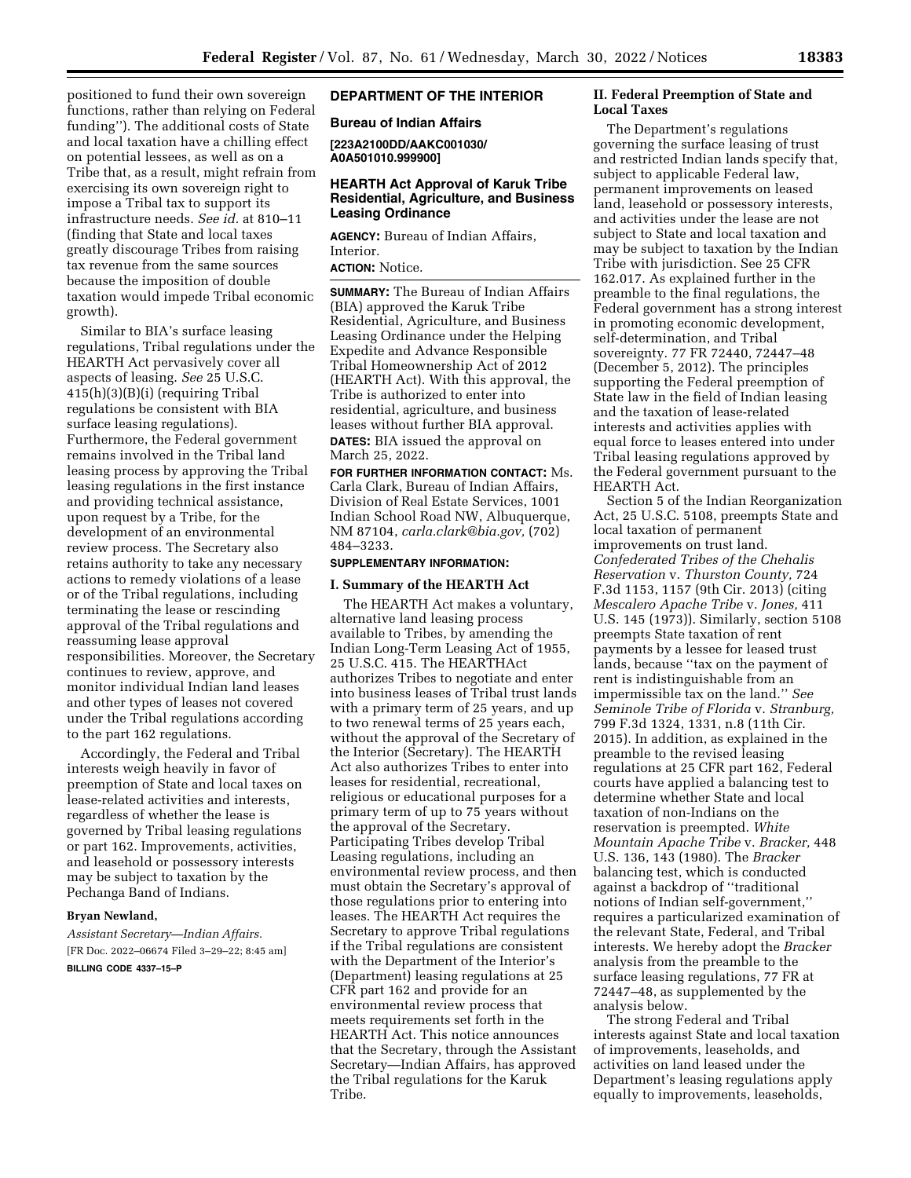positioned to fund their own sovereign functions, rather than relying on Federal funding''). The additional costs of State and local taxation have a chilling effect on potential lessees, as well as on a Tribe that, as a result, might refrain from exercising its own sovereign right to impose a Tribal tax to support its infrastructure needs. *See id.* at 810–11 (finding that State and local taxes greatly discourage Tribes from raising tax revenue from the same sources because the imposition of double taxation would impede Tribal economic growth).

Similar to BIA's surface leasing regulations, Tribal regulations under the HEARTH Act pervasively cover all aspects of leasing. *See* 25 U.S.C. 415(h)(3)(B)(i) (requiring Tribal regulations be consistent with BIA surface leasing regulations). Furthermore, the Federal government remains involved in the Tribal land leasing process by approving the Tribal leasing regulations in the first instance and providing technical assistance, upon request by a Tribe, for the development of an environmental review process. The Secretary also retains authority to take any necessary actions to remedy violations of a lease or of the Tribal regulations, including terminating the lease or rescinding approval of the Tribal regulations and reassuming lease approval responsibilities. Moreover, the Secretary continues to review, approve, and monitor individual Indian land leases and other types of leases not covered under the Tribal regulations according to the part 162 regulations.

Accordingly, the Federal and Tribal interests weigh heavily in favor of preemption of State and local taxes on lease-related activities and interests, regardless of whether the lease is governed by Tribal leasing regulations or part 162. Improvements, activities, and leasehold or possessory interests may be subject to taxation by the Pechanga Band of Indians.

**Bryan Newland,**

*Assistant Secretary—Indian Affairs.*

[FR Doc. 2022–06674 Filed 3–29–22; 8:45 am]

**BILLING CODE 4337–15–P**

## DEPARTMENT OF THE INTERIOR

### Bureau of Indian Affairs

**[223A2100DD/AAKC001030/A0A501010.999900]**

### HEARTH Act Approval of Karuk Tribe Residential, Agriculture, and Business Leasing Ordinance

**AGENCY:** Bureau of Indian Affairs, Interior.

**ACTION:** Notice.

**SUMMARY:** The Bureau of Indian Affairs (BIA) approved the Karuk Tribe Residential, Agriculture, and Business Leasing Ordinance under the Helping Expedite and Advance Responsible Tribal Homeownership Act of 2012 (HEARTH Act). With this approval, the Tribe is authorized to enter into residential, agriculture, and business leases without further BIA approval.

**DATES:** BIA issued the approval on March 25, 2022.

**FOR FURTHER INFORMATION CONTACT:** Ms. Carla Clark, Bureau of Indian Affairs, Division of Real Estate Services, 1001 Indian School Road NW, Albuquerque, NM 87104, *carla.clark@bia.gov,* (702) 484–3233.

**SUPPLEMENTARY INFORMATION:**

#### I. Summary of the HEARTH Act

The HEARTH Act makes a voluntary, alternative land leasing process available to Tribes, by amending the Indian Long-Term Leasing Act of 1955, 25 U.S.C. 415. The HEARTHAct authorizes Tribes to negotiate and enter into business leases of Tribal trust lands with a primary term of 25 years, and up to two renewal terms of 25 years each, without the approval of the Secretary of the Interior (Secretary). The HEARTH Act also authorizes Tribes to enter into leases for residential, recreational, religious or educational purposes for a primary term of up to 75 years without the approval of the Secretary. Participating Tribes develop Tribal Leasing regulations, including an environmental review process, and then must obtain the Secretary's approval of those regulations prior to entering into leases. The HEARTH Act requires the Secretary to approve Tribal regulations if the Tribal regulations are consistent with the Department of the Interior's (Department) leasing regulations at 25 CFR part 162 and provide for an environmental review process that meets requirements set forth in the HEARTH Act. This notice announces that the Secretary, through the Assistant Secretary—Indian Affairs, has approved the Tribal regulations for the Karuk Tribe.

#### II. Federal Preemption of State and Local Taxes

The Department's regulations governing the surface leasing of trust and restricted Indian lands specify that, subject to applicable Federal law, permanent improvements on leased land, leasehold or possessory interests, and activities under the lease are not subject to State and local taxation and may be subject to taxation by the Indian Tribe with jurisdiction. See 25 CFR 162.017. As explained further in the preamble to the final regulations, the Federal government has a strong interest in promoting economic development, self-determination, and Tribal sovereignty. 77 FR 72440, 72447–48 (December 5, 2012). The principles supporting the Federal preemption of State law in the field of Indian leasing and the taxation of lease-related interests and activities applies with equal force to leases entered into under Tribal leasing regulations approved by the Federal government pursuant to the HEARTH Act.

Section 5 of the Indian Reorganization Act, 25 U.S.C. 5108, preempts State and local taxation of permanent improvements on trust land. *Confederated Tribes of the Chehalis Reservation* v. *Thurston County,* 724 F.3d 1153, 1157 (9th Cir. 2013) (citing *Mescalero Apache Tribe* v. *Jones,* 411 U.S. 145 (1973)). Similarly, section 5108 preempts State taxation of rent payments by a lessee for leased trust lands, because ''tax on the payment of rent is indistinguishable from an impermissible tax on the land.'' *See Seminole Tribe of Florida* v. *Stranburg,* 799 F.3d 1324, 1331, n.8 (11th Cir. 2015). In addition, as explained in the preamble to the revised leasing regulations at 25 CFR part 162, Federal courts have applied a balancing test to determine whether State and local taxation of non-Indians on the reservation is preempted. *White Mountain Apache Tribe* v. *Bracker,* 448 U.S. 136, 143 (1980). The *Bracker* balancing test, which is conducted against a backdrop of ''traditional notions of Indian self-government,'' requires a particularized examination of the relevant State, Federal, and Tribal interests. We hereby adopt the *Bracker* analysis from the preamble to the surface leasing regulations, 77 FR at 72447–48, as supplemented by the analysis below.

The strong Federal and Tribal interests against State and local taxation of improvements, leaseholds, and activities on land leased under the Department's leasing regulations apply equally to improvements, leaseholds,